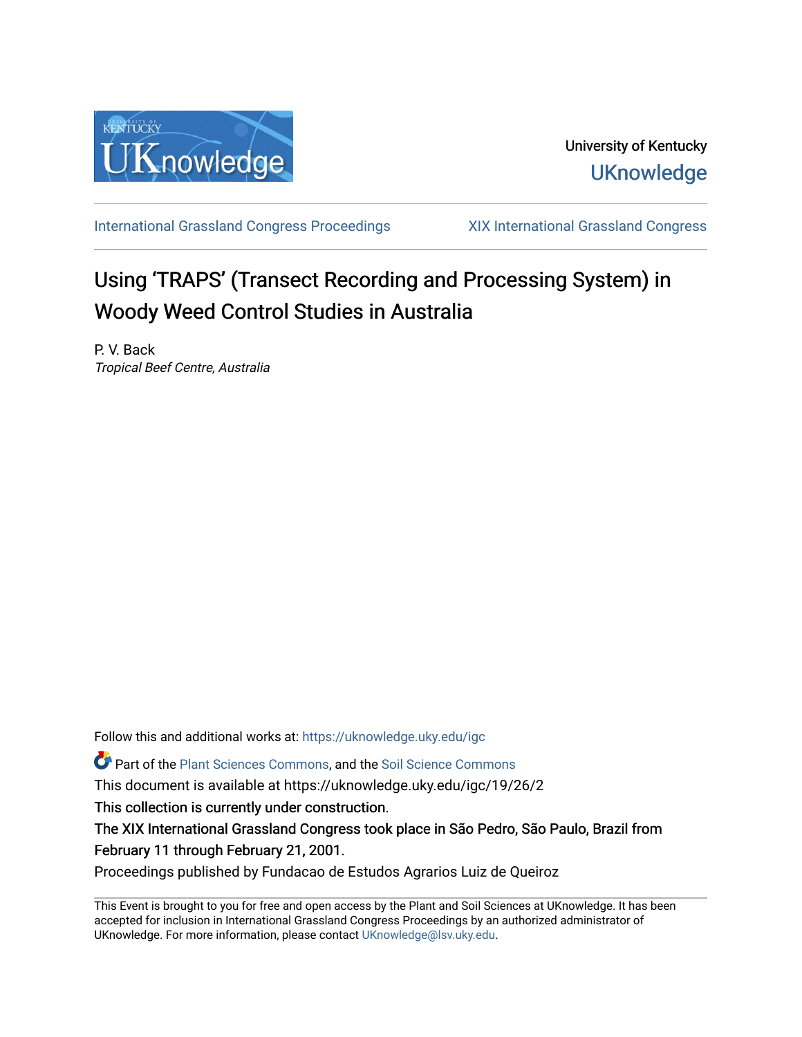University of Kentucky
UKnowledge

International Grassland Congress Proceedings | XIX International Grassland Congress

# Using 'TRAPS' (Transect Recording and Processing System) in Woody Weed Control Studies in Australia

P. V. Back
*Tropical Beef Centre, Australia*

Follow this and additional works at: https://uknowledge.uky.edu/igc

Part of the Plant Sciences Commons, and the Soil Science Commons

This document is available at https://uknowledge.uky.edu/igc/19/26/2

This collection is currently under construction.

The XIX International Grassland Congress took place in São Pedro, São Paulo, Brazil from February 11 through February 21, 2001.

Proceedings published by Fundacao de Estudos Agrarios Luiz de Queiroz

This Event is brought to you for free and open access by the Plant and Soil Sciences at UKnowledge. It has been accepted for inclusion in International Grassland Congress Proceedings by an authorized administrator of UKnowledge. For more information, please contact UKnowledge@lsv.uky.edu.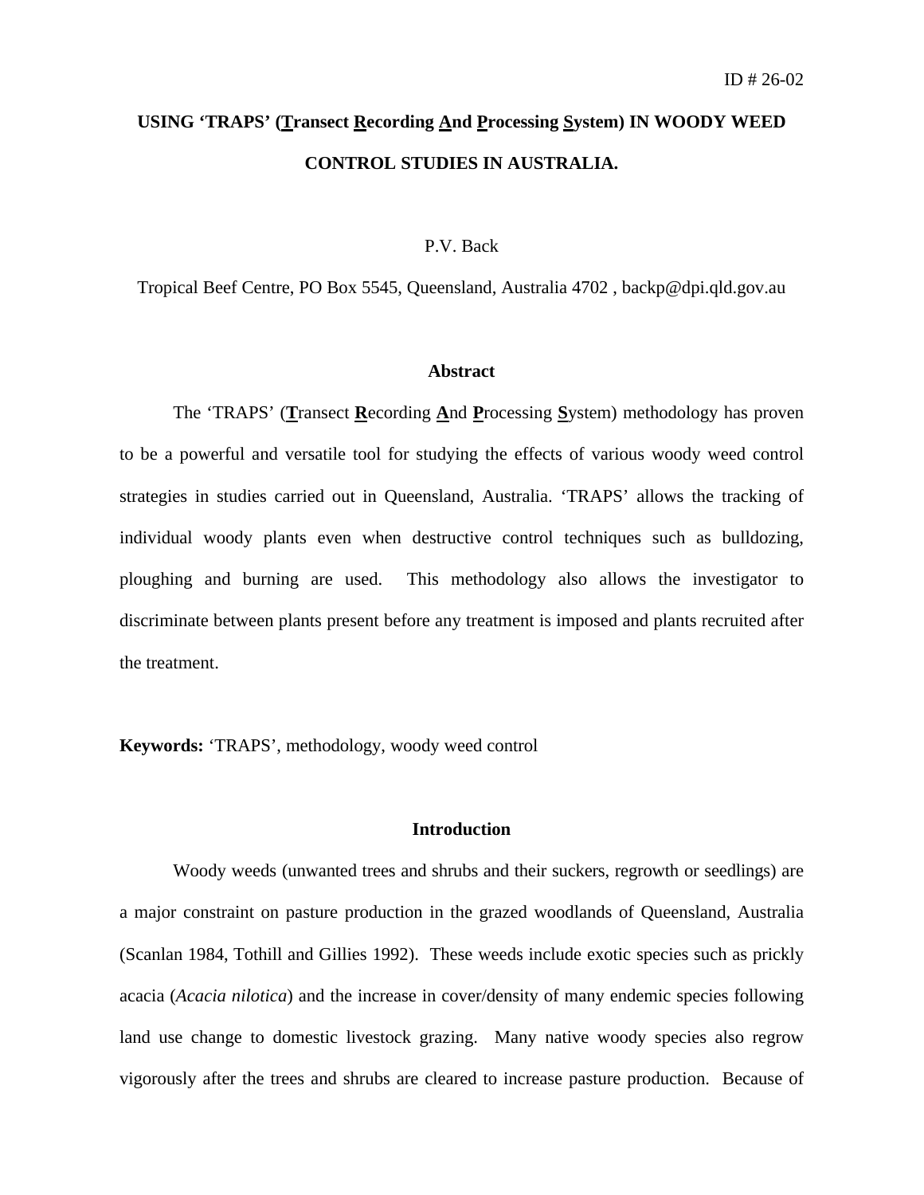ID # 26-02

# USING 'TRAPS' (**T**ransect **R**ecording **A**nd **P**rocessing **S**ystem) IN WOODY WEED CONTROL STUDIES IN AUSTRALIA.

P.V. Back

Tropical Beef Centre, PO Box 5545, Queensland, Australia 4702 , backp@dpi.qld.gov.au

## Abstract

The 'TRAPS' (**T**ransect **R**ecording **A**nd **P**rocessing **S**ystem) methodology has proven to be a powerful and versatile tool for studying the effects of various woody weed control strategies in studies carried out in Queensland, Australia. 'TRAPS' allows the tracking of individual woody plants even when destructive control techniques such as bulldozing, ploughing and burning are used. This methodology also allows the investigator to discriminate between plants present before any treatment is imposed and plants recruited after the treatment.

**Keywords:** 'TRAPS', methodology, woody weed control

## Introduction

Woody weeds (unwanted trees and shrubs and their suckers, regrowth or seedlings) are a major constraint on pasture production in the grazed woodlands of Queensland, Australia (Scanlan 1984, Tothill and Gillies 1992). These weeds include exotic species such as prickly acacia (*Acacia nilotica*) and the increase in cover/density of many endemic species following land use change to domestic livestock grazing. Many native woody species also regrow vigorously after the trees and shrubs are cleared to increase pasture production. Because of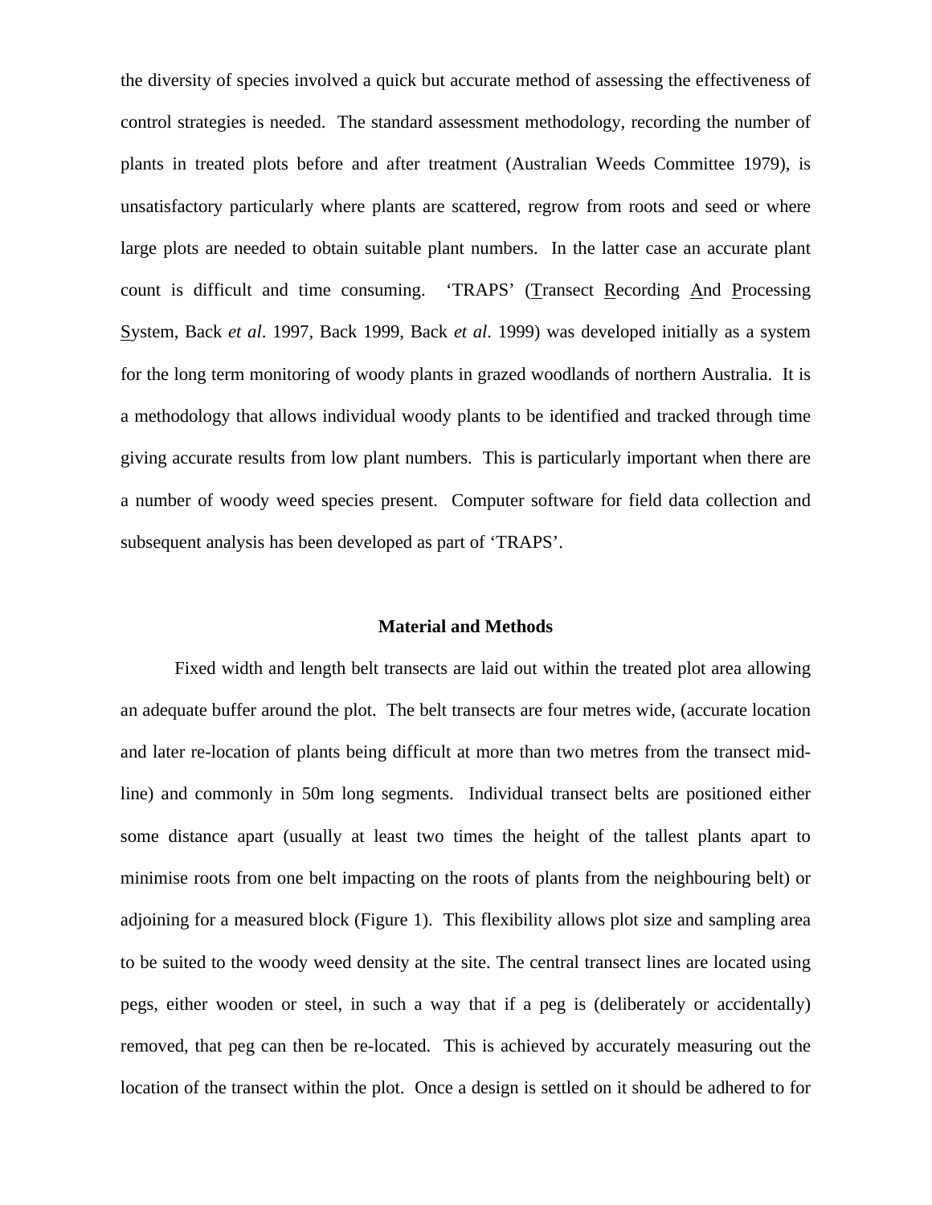the diversity of species involved a quick but accurate method of assessing the effectiveness of control strategies is needed. The standard assessment methodology, recording the number of plants in treated plots before and after treatment (Australian Weeds Committee 1979), is unsatisfactory particularly where plants are scattered, regrow from roots and seed or where large plots are needed to obtain suitable plant numbers. In the latter case an accurate plant count is difficult and time consuming. 'TRAPS' (Transect Recording And Processing System, Back *et al*. 1997, Back 1999, Back *et al*. 1999) was developed initially as a system for the long term monitoring of woody plants in grazed woodlands of northern Australia. It is a methodology that allows individual woody plants to be identified and tracked through time giving accurate results from low plant numbers. This is particularly important when there are a number of woody weed species present. Computer software for field data collection and subsequent analysis has been developed as part of 'TRAPS'.

## Material and Methods

Fixed width and length belt transects are laid out within the treated plot area allowing an adequate buffer around the plot. The belt transects are four metres wide, (accurate location and later re-location of plants being difficult at more than two metres from the transect mid-line) and commonly in 50m long segments. Individual transect belts are positioned either some distance apart (usually at least two times the height of the tallest plants apart to minimise roots from one belt impacting on the roots of plants from the neighbouring belt) or adjoining for a measured block (Figure 1). This flexibility allows plot size and sampling area to be suited to the woody weed density at the site. The central transect lines are located using pegs, either wooden or steel, in such a way that if a peg is (deliberately or accidentally) removed, that peg can then be re-located. This is achieved by accurately measuring out the location of the transect within the plot. Once a design is settled on it should be adhered to for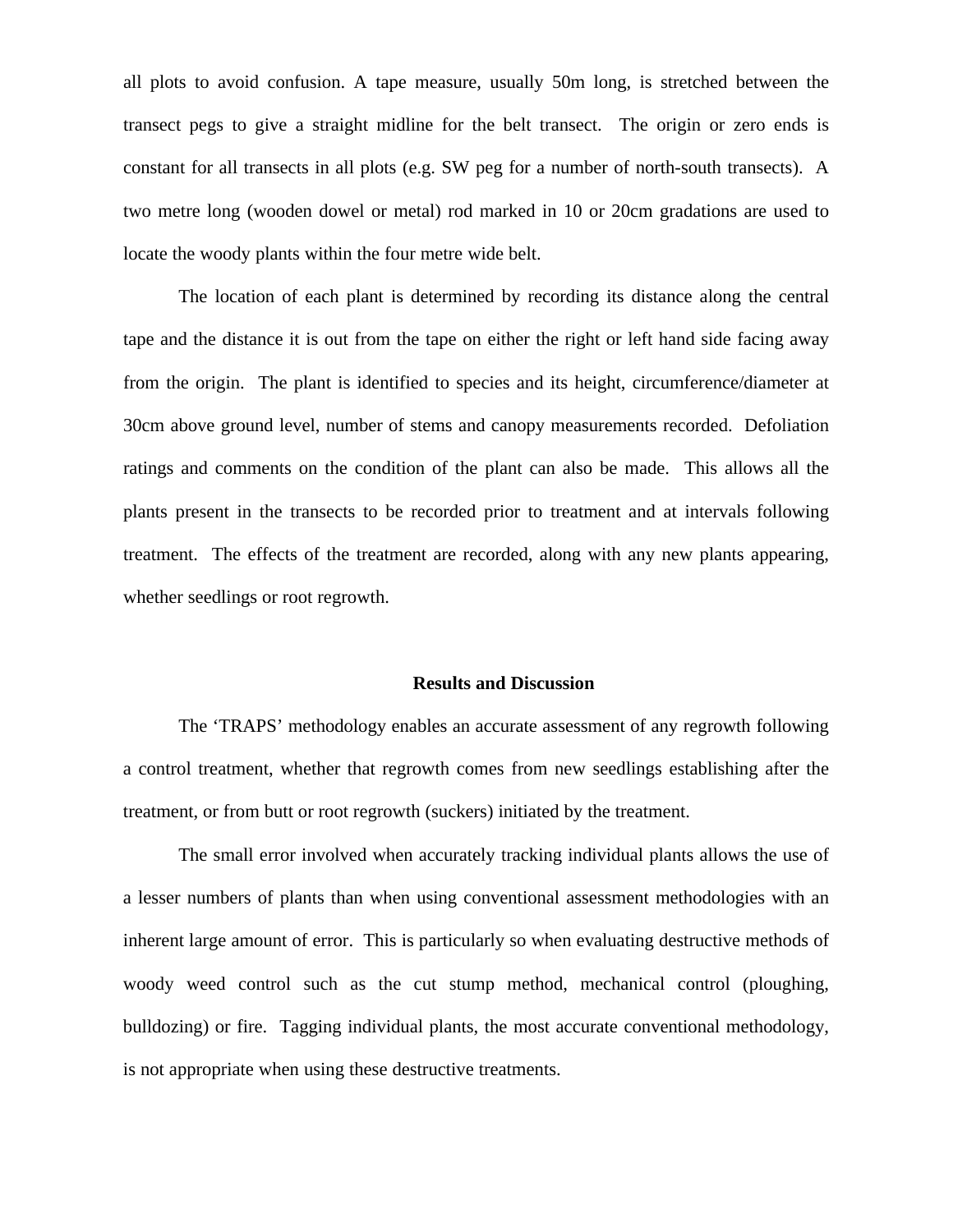all plots to avoid confusion. A tape measure, usually 50m long, is stretched between the transect pegs to give a straight midline for the belt transect. The origin or zero ends is constant for all transects in all plots (e.g. SW peg for a number of north-south transects). A two metre long (wooden dowel or metal) rod marked in 10 or 20cm gradations are used to locate the woody plants within the four metre wide belt.

The location of each plant is determined by recording its distance along the central tape and the distance it is out from the tape on either the right or left hand side facing away from the origin. The plant is identified to species and its height, circumference/diameter at 30cm above ground level, number of stems and canopy measurements recorded. Defoliation ratings and comments on the condition of the plant can also be made. This allows all the plants present in the transects to be recorded prior to treatment and at intervals following treatment. The effects of the treatment are recorded, along with any new plants appearing, whether seedlings or root regrowth.

## Results and Discussion

The 'TRAPS' methodology enables an accurate assessment of any regrowth following a control treatment, whether that regrowth comes from new seedlings establishing after the treatment, or from butt or root regrowth (suckers) initiated by the treatment.

The small error involved when accurately tracking individual plants allows the use of a lesser numbers of plants than when using conventional assessment methodologies with an inherent large amount of error. This is particularly so when evaluating destructive methods of woody weed control such as the cut stump method, mechanical control (ploughing, bulldozing) or fire. Tagging individual plants, the most accurate conventional methodology, is not appropriate when using these destructive treatments.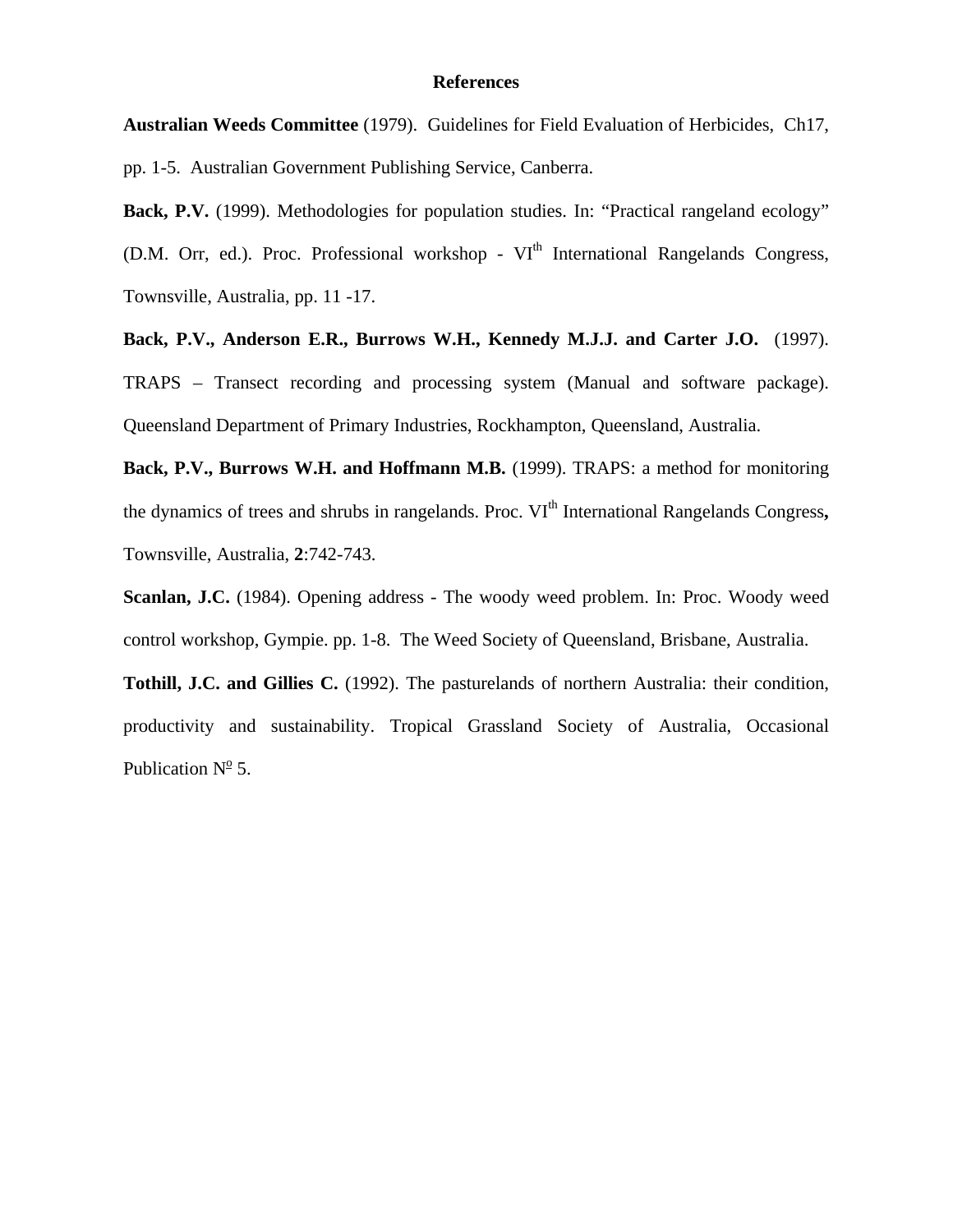# References

**Australian Weeds Committee** (1979). Guidelines for Field Evaluation of Herbicides, Ch17, pp. 1-5. Australian Government Publishing Service, Canberra.

**Back, P.V.** (1999). Methodologies for population studies. In: "Practical rangeland ecology" (D.M. Orr, ed.). Proc. Professional workshop - VI$^{th}$ International Rangelands Congress, Townsville, Australia, pp. 11 -17.

**Back, P.V., Anderson E.R., Burrows W.H., Kennedy M.J.J. and Carter J.O.** (1997). TRAPS – Transect recording and processing system (Manual and software package). Queensland Department of Primary Industries, Rockhampton, Queensland, Australia.

**Back, P.V., Burrows W.H. and Hoffmann M.B.** (1999). TRAPS: a method for monitoring the dynamics of trees and shrubs in rangelands. Proc. VI$^{th}$ International Rangelands Congress**,** Townsville, Australia, **2**:742-743.

**Scanlan, J.C.** (1984). Opening address - The woody weed problem. In: Proc. Woody weed control workshop, Gympie. pp. 1-8. The Weed Society of Queensland, Brisbane, Australia.

**Tothill, J.C. and Gillies C.** (1992). The pasturelands of northern Australia: their condition, productivity and sustainability. Tropical Grassland Society of Australia, Occasional Publication Nº 5.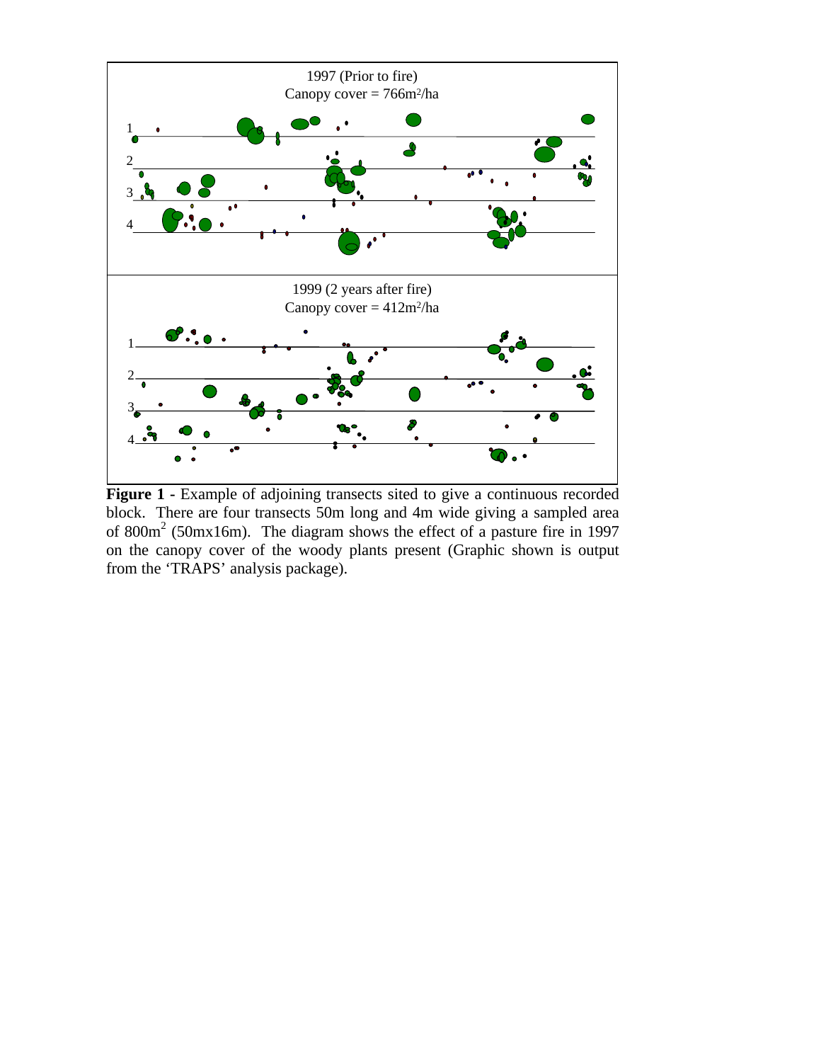1997 (Prior to fire)
Canopy cover = 766m²/ha

1
2
3
4

1999 (2 years after fire)
Canopy cover = 412m²/ha

1
2
3
4

**Figure 1** - Example of adjoining transects sited to give a continuous recorded block. There are four transects 50m long and 4m wide giving a sampled area of $800m^2$ (50mx16m). The diagram shows the effect of a pasture fire in 1997 on the canopy cover of the woody plants present (Graphic shown is output from the 'TRAPS' analysis package).